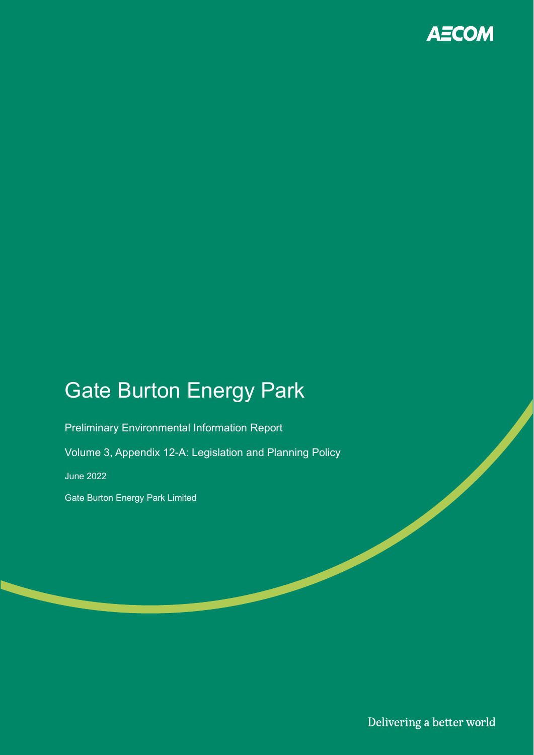AECOM

# Gate Burton Energy Park

Preliminary Environmental Information Report

Volume 3, Appendix 12-A: Legislation and Planning Policy

June 2022

Gate Burton Energy Park Limited

Delivering a better world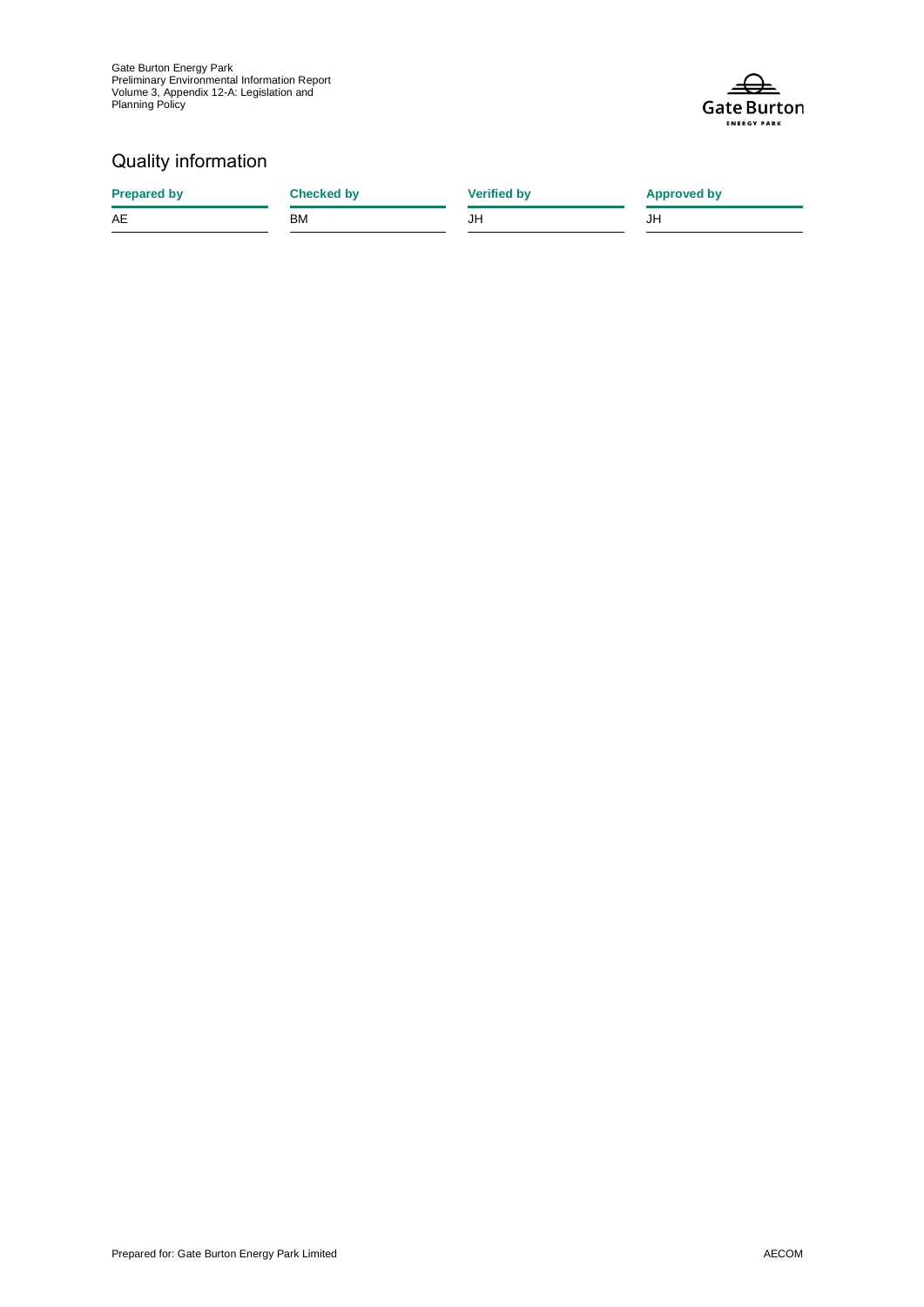## Quality information

| Prepared by | Checked by | Verified by | Approved by |
|---|---|---|---|
| AE | BM | JH | JH |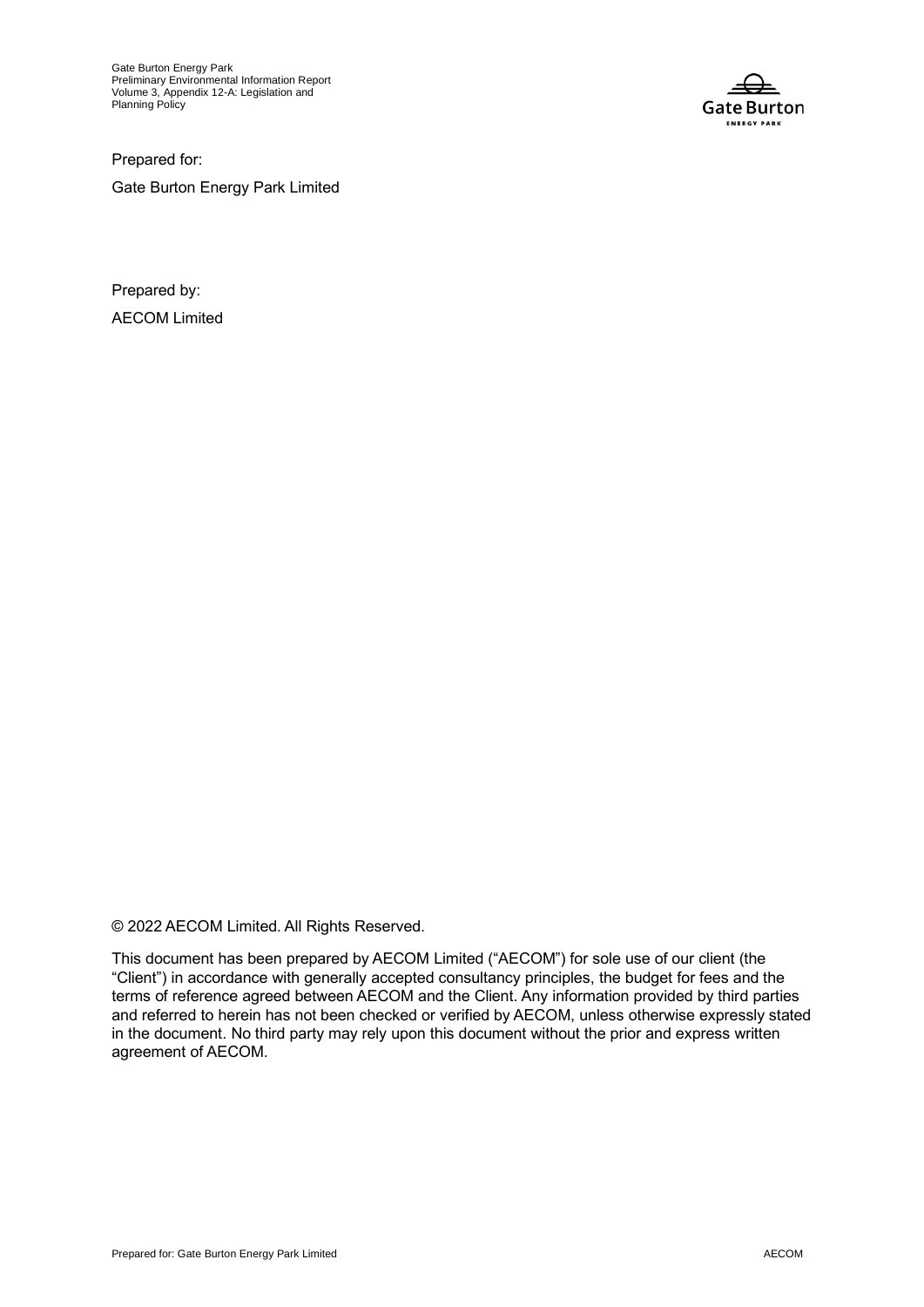Prepared for:

Gate Burton Energy Park Limited

Prepared by:

AECOM Limited

© 2022 AECOM Limited. All Rights Reserved.

This document has been prepared by AECOM Limited ("AECOM") for sole use of our client (the "Client") in accordance with generally accepted consultancy principles, the budget for fees and the terms of reference agreed between AECOM and the Client. Any information provided by third parties and referred to herein has not been checked or verified by AECOM, unless otherwise expressly stated in the document. No third party may rely upon this document without the prior and express written agreement of AECOM.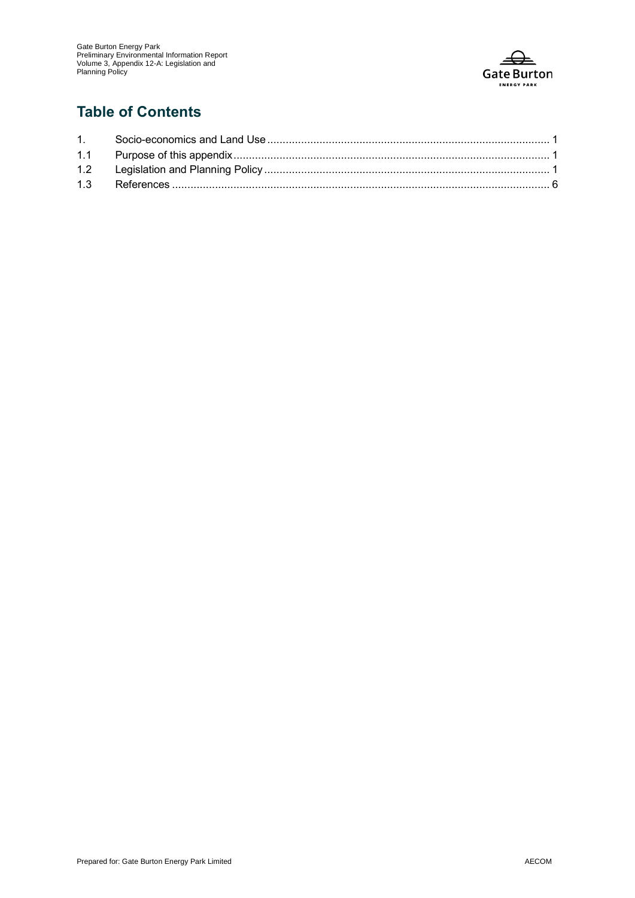## Table of Contents

| | | |
|---|---|---|
| 1. | Socio-economics and Land Use | 1 |
| 1.1 | Purpose of this appendix | 1 |
| 1.2 | Legislation and Planning Policy | 1 |
| 1.3 | References | 6 |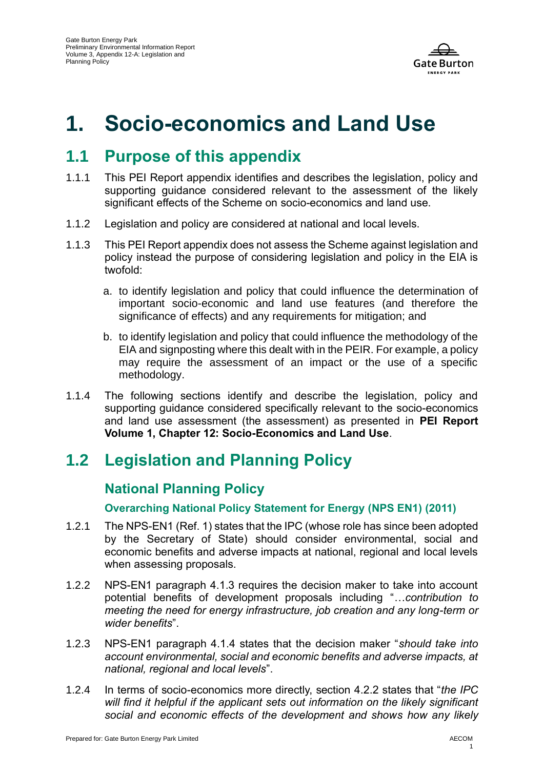# 1. Socio-economics and Land Use

## 1.1 Purpose of this appendix

1.1.1 This PEI Report appendix identifies and describes the legislation, policy and supporting guidance considered relevant to the assessment of the likely significant effects of the Scheme on socio-economics and land use.

1.1.2 Legislation and policy are considered at national and local levels.

1.1.3 This PEI Report appendix does not assess the Scheme against legislation and policy instead the purpose of considering legislation and policy in the EIA is twofold:

a. to identify legislation and policy that could influence the determination of important socio-economic and land use features (and therefore the significance of effects) and any requirements for mitigation; and

b. to identify legislation and policy that could influence the methodology of the EIA and signposting where this dealt with in the PEIR. For example, a policy may require the assessment of an impact or the use of a specific methodology.

1.1.4 The following sections identify and describe the legislation, policy and supporting guidance considered specifically relevant to the socio-economics and land use assessment (the assessment) as presented in **PEI Report Volume 1, Chapter 12: Socio-Economics and Land Use**.

## 1.2 Legislation and Planning Policy

### National Planning Policy

#### Overarching National Policy Statement for Energy (NPS EN1) (2011)

1.2.1 The NPS-EN1 (Ref. 1) states that the IPC (whose role has since been adopted by the Secretary of State) should consider environmental, social and economic benefits and adverse impacts at national, regional and local levels when assessing proposals.

1.2.2 NPS-EN1 paragraph 4.1.3 requires the decision maker to take into account potential benefits of development proposals including "*…contribution to meeting the need for energy infrastructure, job creation and any long-term or wider benefits*".

1.2.3 NPS-EN1 paragraph 4.1.4 states that the decision maker "*should take into account environmental, social and economic benefits and adverse impacts, at national, regional and local levels*".

1.2.4 In terms of socio-economics more directly, section 4.2.2 states that "*the IPC will find it helpful if the applicant sets out information on the likely significant social and economic effects of the development and shows how any likely*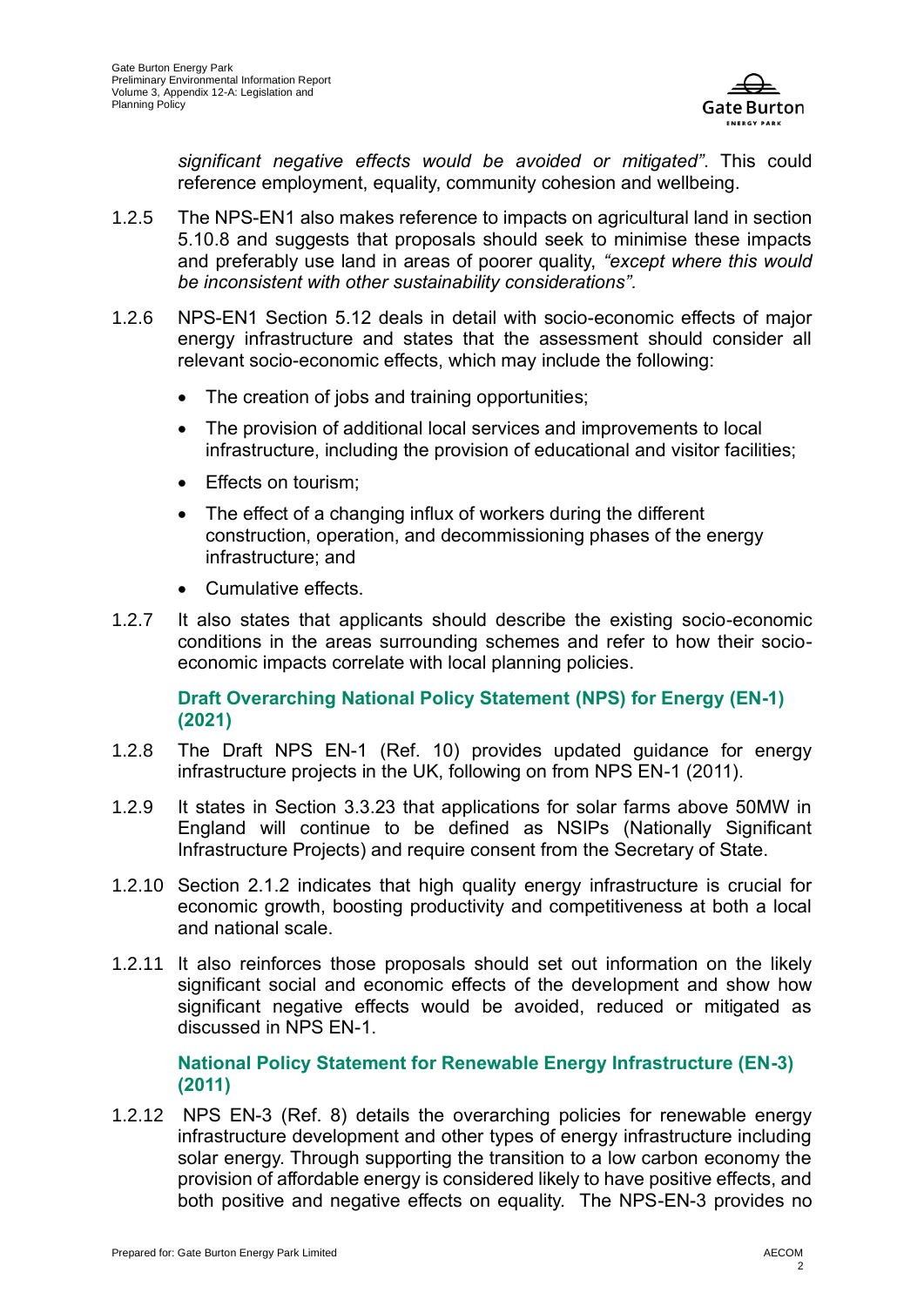*significant negative effects would be avoided or mitigated"*. This could reference employment, equality, community cohesion and wellbeing.

1.2.5 The NPS-EN1 also makes reference to impacts on agricultural land in section 5.10.8 and suggests that proposals should seek to minimise these impacts and preferably use land in areas of poorer quality, *"except where this would be inconsistent with other sustainability considerations"*.

1.2.6 NPS-EN1 Section 5.12 deals in detail with socio-economic effects of major energy infrastructure and states that the assessment should consider all relevant socio-economic effects, which may include the following:

- The creation of jobs and training opportunities;
- The provision of additional local services and improvements to local infrastructure, including the provision of educational and visitor facilities;
- Effects on tourism;
- The effect of a changing influx of workers during the different construction, operation, and decommissioning phases of the energy infrastructure; and
- Cumulative effects.

1.2.7 It also states that applicants should describe the existing socio-economic conditions in the areas surrounding schemes and refer to how their socio-economic impacts correlate with local planning policies.

### Draft Overarching National Policy Statement (NPS) for Energy (EN-1) (2021)

1.2.8 The Draft NPS EN-1 (Ref. 10) provides updated guidance for energy infrastructure projects in the UK, following on from NPS EN-1 (2011).

1.2.9 It states in Section 3.3.23 that applications for solar farms above 50MW in England will continue to be defined as NSIPs (Nationally Significant Infrastructure Projects) and require consent from the Secretary of State.

1.2.10 Section 2.1.2 indicates that high quality energy infrastructure is crucial for economic growth, boosting productivity and competitiveness at both a local and national scale.

1.2.11 It also reinforces those proposals should set out information on the likely significant social and economic effects of the development and show how significant negative effects would be avoided, reduced or mitigated as discussed in NPS EN-1.

### National Policy Statement for Renewable Energy Infrastructure (EN-3) (2011)

1.2.12 NPS EN-3 (Ref. 8) details the overarching policies for renewable energy infrastructure development and other types of energy infrastructure including solar energy. Through supporting the transition to a low carbon economy the provision of affordable energy is considered likely to have positive effects, and both positive and negative effects on equality. The NPS-EN-3 provides no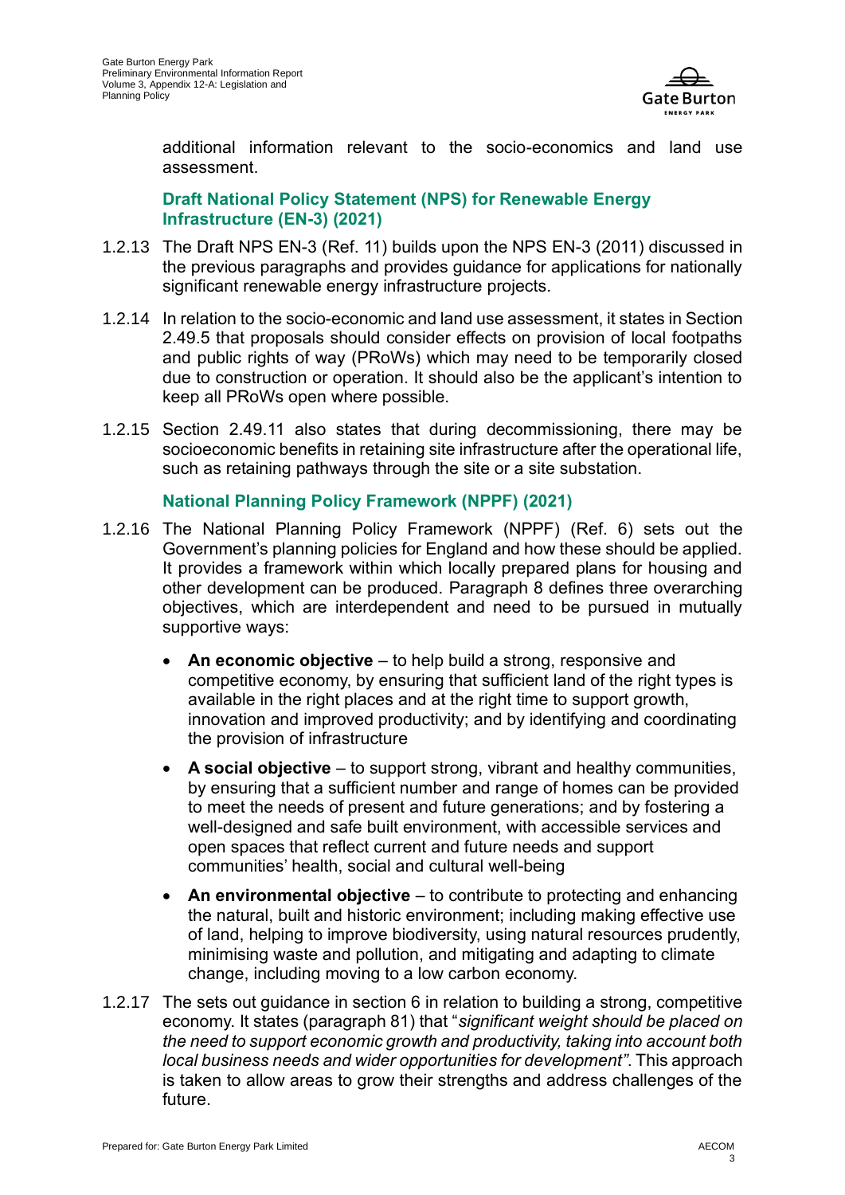additional information relevant to the socio-economics and land use assessment.

### Draft National Policy Statement (NPS) for Renewable Energy Infrastructure (EN-3) (2021)

1.2.13 The Draft NPS EN-3 (Ref. 11) builds upon the NPS EN-3 (2011) discussed in the previous paragraphs and provides guidance for applications for nationally significant renewable energy infrastructure projects.

1.2.14 In relation to the socio-economic and land use assessment, it states in Section 2.49.5 that proposals should consider effects on provision of local footpaths and public rights of way (PRoWs) which may need to be temporarily closed due to construction or operation. It should also be the applicant's intention to keep all PRoWs open where possible.

1.2.15 Section 2.49.11 also states that during decommissioning, there may be socioeconomic benefits in retaining site infrastructure after the operational life, such as retaining pathways through the site or a site substation.

### National Planning Policy Framework (NPPF) (2021)

1.2.16 The National Planning Policy Framework (NPPF) (Ref. 6) sets out the Government's planning policies for England and how these should be applied. It provides a framework within which locally prepared plans for housing and other development can be produced. Paragraph 8 defines three overarching objectives, which are interdependent and need to be pursued in mutually supportive ways:

- **An economic objective** – to help build a strong, responsive and competitive economy, by ensuring that sufficient land of the right types is available in the right places and at the right time to support growth, innovation and improved productivity; and by identifying and coordinating the provision of infrastructure
- **A social objective** – to support strong, vibrant and healthy communities, by ensuring that a sufficient number and range of homes can be provided to meet the needs of present and future generations; and by fostering a well-designed and safe built environment, with accessible services and open spaces that reflect current and future needs and support communities' health, social and cultural well-being
- **An environmental objective** – to contribute to protecting and enhancing the natural, built and historic environment; including making effective use of land, helping to improve biodiversity, using natural resources prudently, minimising waste and pollution, and mitigating and adapting to climate change, including moving to a low carbon economy.

1.2.17 The sets out guidance in section 6 in relation to building a strong, competitive economy. It states (paragraph 81) that "*significant weight should be placed on the need to support economic growth and productivity, taking into account both local business needs and wider opportunities for development"*. This approach is taken to allow areas to grow their strengths and address challenges of the future.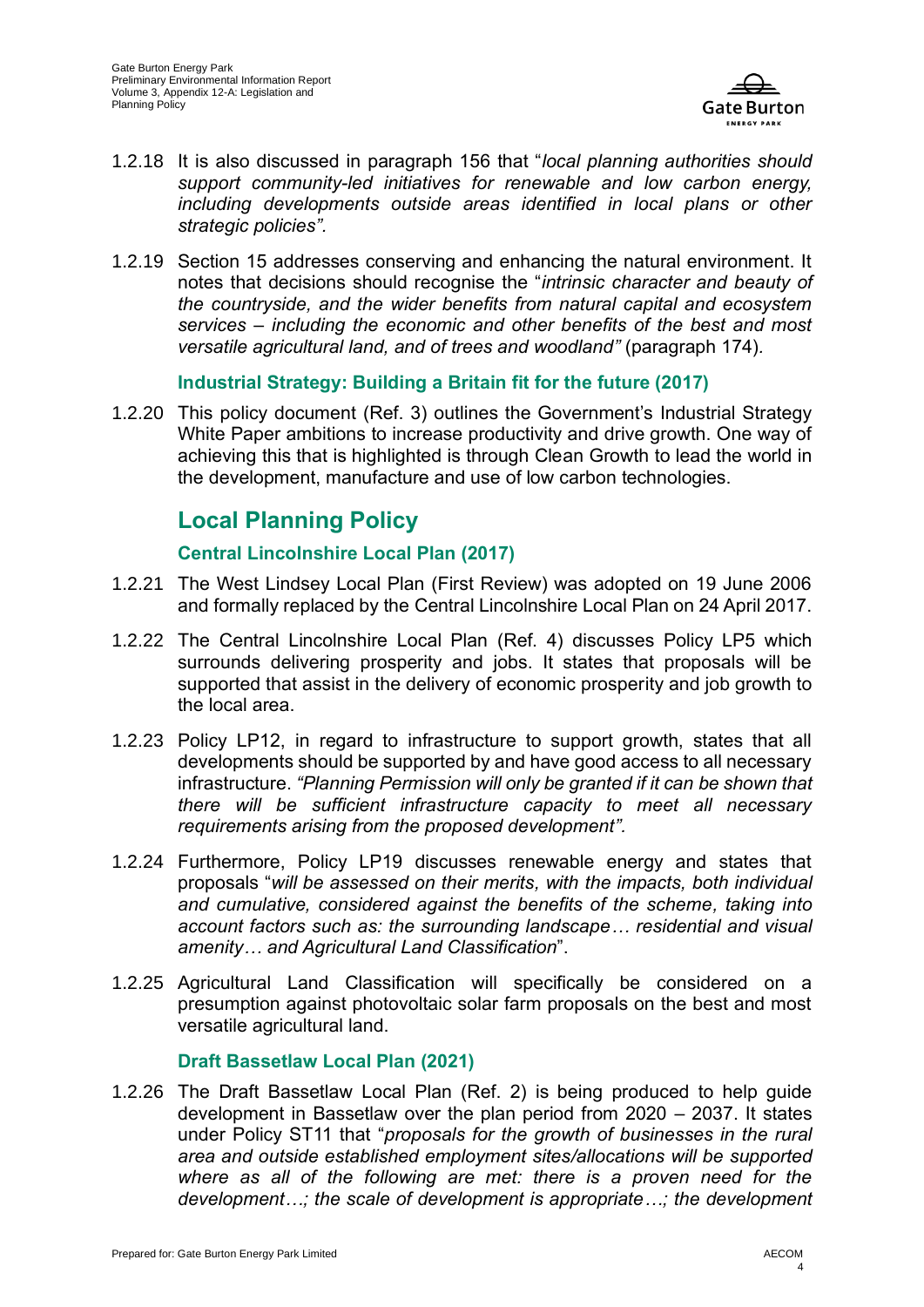1.2.18 It is also discussed in paragraph 156 that "*local planning authorities should support community-led initiatives for renewable and low carbon energy, including developments outside areas identified in local plans or other strategic policies".*

1.2.19 Section 15 addresses conserving and enhancing the natural environment. It notes that decisions should recognise the "*intrinsic character and beauty of the countryside, and the wider benefits from natural capital and ecosystem services – including the economic and other benefits of the best and most versatile agricultural land, and of trees and woodland"* (paragraph 174).

### Industrial Strategy: Building a Britain fit for the future (2017)

1.2.20 This policy document (Ref. 3) outlines the Government's Industrial Strategy White Paper ambitions to increase productivity and drive growth. One way of achieving this that is highlighted is through Clean Growth to lead the world in the development, manufacture and use of low carbon technologies.

## Local Planning Policy

### Central Lincolnshire Local Plan (2017)

1.2.21 The West Lindsey Local Plan (First Review) was adopted on 19 June 2006 and formally replaced by the Central Lincolnshire Local Plan on 24 April 2017.

1.2.22 The Central Lincolnshire Local Plan (Ref. 4) discusses Policy LP5 which surrounds delivering prosperity and jobs. It states that proposals will be supported that assist in the delivery of economic prosperity and job growth to the local area.

1.2.23 Policy LP12, in regard to infrastructure to support growth, states that all developments should be supported by and have good access to all necessary infrastructure. *"Planning Permission will only be granted if it can be shown that there will be sufficient infrastructure capacity to meet all necessary requirements arising from the proposed development".*

1.2.24 Furthermore, Policy LP19 discusses renewable energy and states that proposals "*will be assessed on their merits, with the impacts, both individual and cumulative, considered against the benefits of the scheme, taking into account factors such as: the surrounding landscape… residential and visual amenity… and Agricultural Land Classification*".

1.2.25 Agricultural Land Classification will specifically be considered on a presumption against photovoltaic solar farm proposals on the best and most versatile agricultural land.

### Draft Bassetlaw Local Plan (2021)

1.2.26 The Draft Bassetlaw Local Plan (Ref. 2) is being produced to help guide development in Bassetlaw over the plan period from 2020 – 2037. It states under Policy ST11 that "*proposals for the growth of businesses in the rural area and outside established employment sites/allocations will be supported where as all of the following are met: there is a proven need for the development…; the scale of development is appropriate…; the development*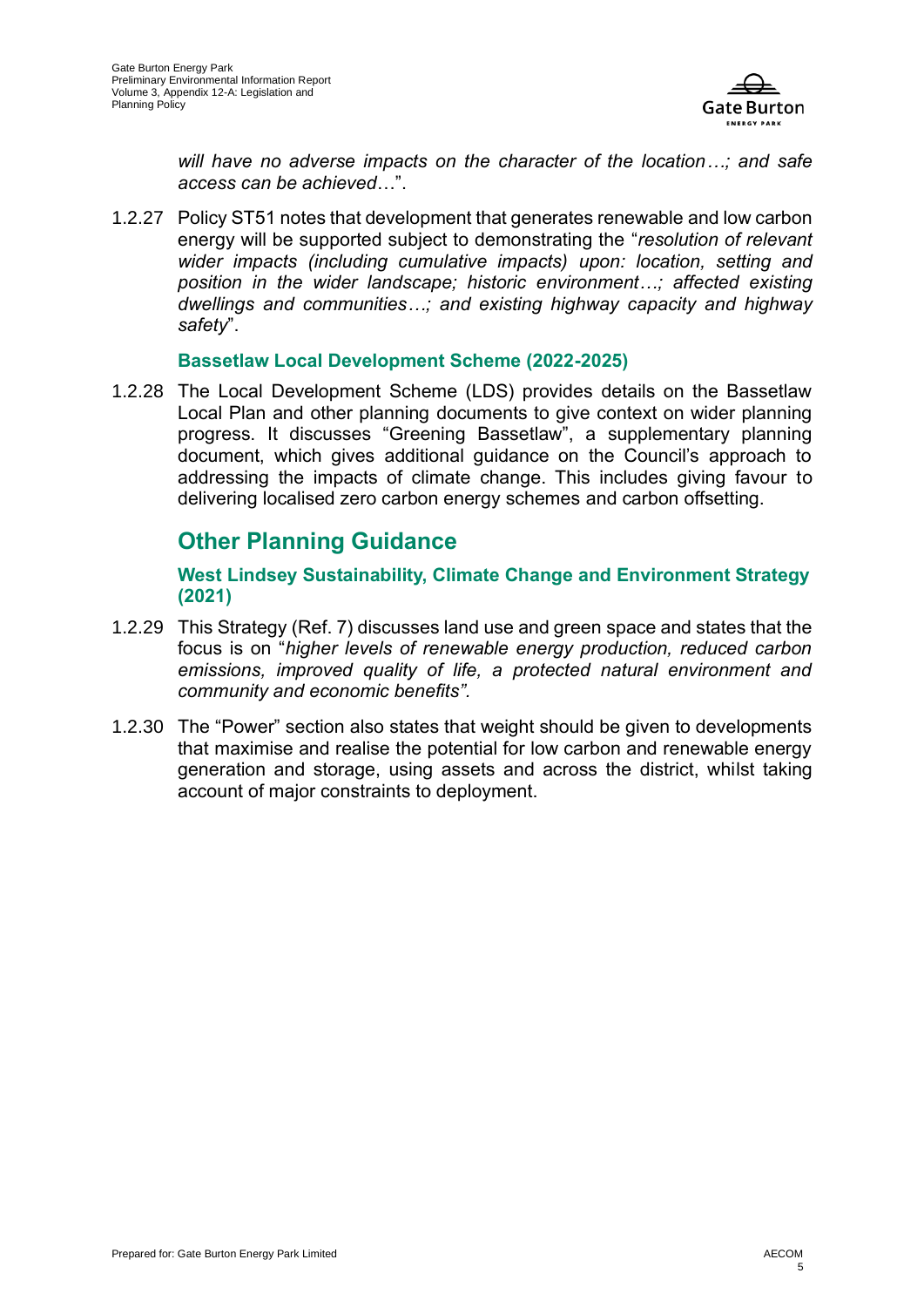*will have no adverse impacts on the character of the location…; and safe access can be achieved*…".

1.2.27 Policy ST51 notes that development that generates renewable and low carbon energy will be supported subject to demonstrating the "*resolution of relevant wider impacts (including cumulative impacts) upon: location, setting and position in the wider landscape; historic environment…; affected existing dwellings and communities…; and existing highway capacity and highway safety*".

### Bassetlaw Local Development Scheme (2022-2025)

1.2.28 The Local Development Scheme (LDS) provides details on the Bassetlaw Local Plan and other planning documents to give context on wider planning progress. It discusses "Greening Bassetlaw", a supplementary planning document, which gives additional guidance on the Council's approach to addressing the impacts of climate change. This includes giving favour to delivering localised zero carbon energy schemes and carbon offsetting.

## Other Planning Guidance

### West Lindsey Sustainability, Climate Change and Environment Strategy (2021)

1.2.29 This Strategy (Ref. 7) discusses land use and green space and states that the focus is on "*higher levels of renewable energy production, reduced carbon emissions, improved quality of life, a protected natural environment and community and economic benefits".*

1.2.30 The "Power" section also states that weight should be given to developments that maximise and realise the potential for low carbon and renewable energy generation and storage, using assets and across the district, whilst taking account of major constraints to deployment.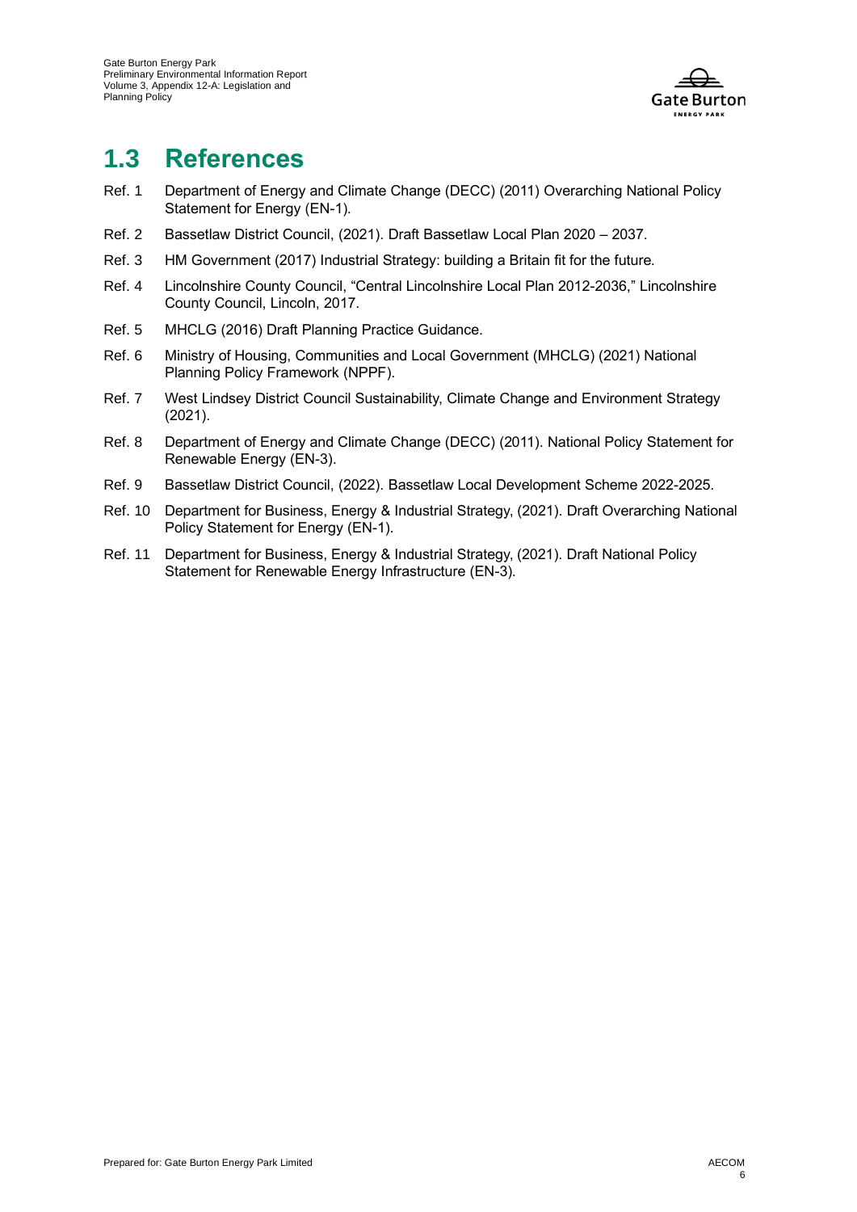## 1.3 References

Ref. 1 Department of Energy and Climate Change (DECC) (2011) Overarching National Policy Statement for Energy (EN-1).

Ref. 2 Bassetlaw District Council, (2021). Draft Bassetlaw Local Plan 2020 – 2037.

Ref. 3 HM Government (2017) Industrial Strategy: building a Britain fit for the future.

Ref. 4 Lincolnshire County Council, "Central Lincolnshire Local Plan 2012-2036," Lincolnshire County Council, Lincoln, 2017.

Ref. 5 MHCLG (2016) Draft Planning Practice Guidance.

Ref. 6 Ministry of Housing, Communities and Local Government (MHCLG) (2021) National Planning Policy Framework (NPPF).

Ref. 7 West Lindsey District Council Sustainability, Climate Change and Environment Strategy (2021).

Ref. 8 Department of Energy and Climate Change (DECC) (2011). National Policy Statement for Renewable Energy (EN-3).

Ref. 9 Bassetlaw District Council, (2022). Bassetlaw Local Development Scheme 2022-2025.

Ref. 10 Department for Business, Energy & Industrial Strategy, (2021). Draft Overarching National Policy Statement for Energy (EN-1).

Ref. 11 Department for Business, Energy & Industrial Strategy, (2021). Draft National Policy Statement for Renewable Energy Infrastructure (EN-3).